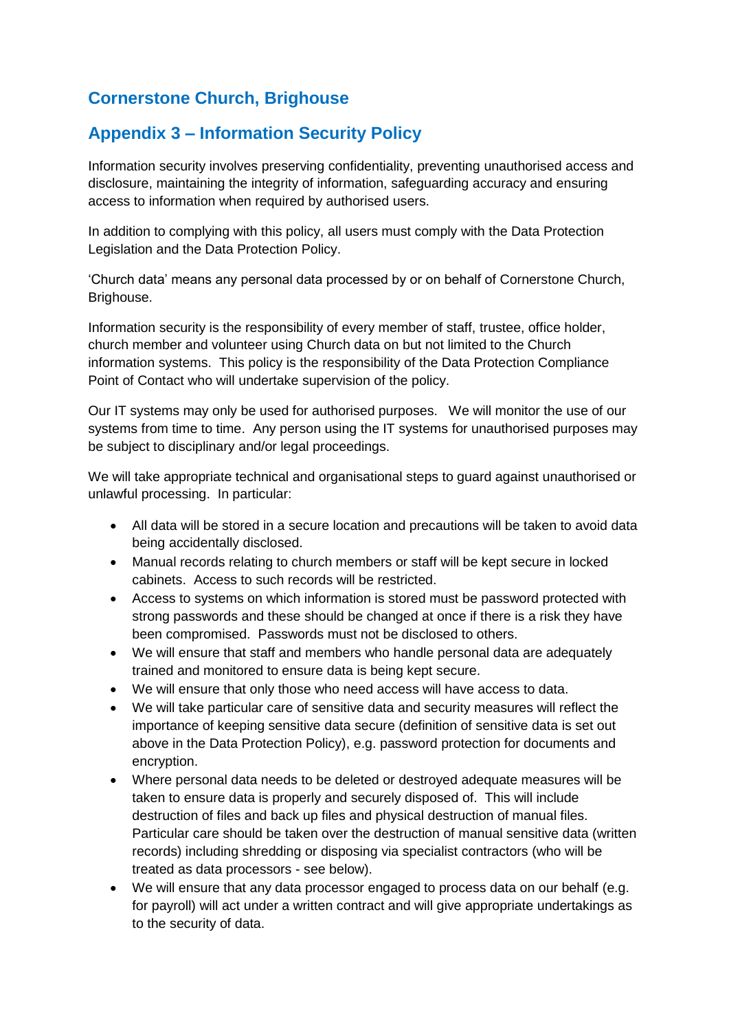## Cornerstone Church, Brighouse

## Appendix 3 – Information Security Policy

Information security involves preserving confidentiality, preventing unauthorised access and disclosure, maintaining the integrity of information, safeguarding accuracy and ensuring access to information when required by authorised users.

In addition to complying with this policy, all users must comply with the Data Protection Legislation and the Data Protection Policy.

'Church data' means any personal data processed by or on behalf of Cornerstone Church, Brighouse.

Information security is the responsibility of every member of staff, trustee, office holder, church member and volunteer using Church data on but not limited to the Church information systems. This policy is the responsibility of the Data Protection Compliance Point of Contact who will undertake supervision of the policy.

Our IT systems may only be used for authorised purposes. We will monitor the use of our systems from time to time. Any person using the IT systems for unauthorised purposes may be subject to disciplinary and/or legal proceedings.

We will take appropriate technical and organisational steps to guard against unauthorised or unlawful processing. In particular:

- All data will be stored in a secure location and precautions will be taken to avoid data being accidentally disclosed.
- Manual records relating to church members or staff will be kept secure in locked cabinets. Access to such records will be restricted.
- Access to systems on which information is stored must be password protected with strong passwords and these should be changed at once if there is a risk they have been compromised. Passwords must not be disclosed to others.
- We will ensure that staff and members who handle personal data are adequately trained and monitored to ensure data is being kept secure.
- We will ensure that only those who need access will have access to data.
- We will take particular care of sensitive data and security measures will reflect the importance of keeping sensitive data secure (definition of sensitive data is set out above in the Data Protection Policy), e.g. password protection for documents and encryption.
- Where personal data needs to be deleted or destroyed adequate measures will be taken to ensure data is properly and securely disposed of. This will include destruction of files and back up files and physical destruction of manual files. Particular care should be taken over the destruction of manual sensitive data (written records) including shredding or disposing via specialist contractors (who will be treated as data processors - see below).
- We will ensure that any data processor engaged to process data on our behalf (e.g. for payroll) will act under a written contract and will give appropriate undertakings as to the security of data.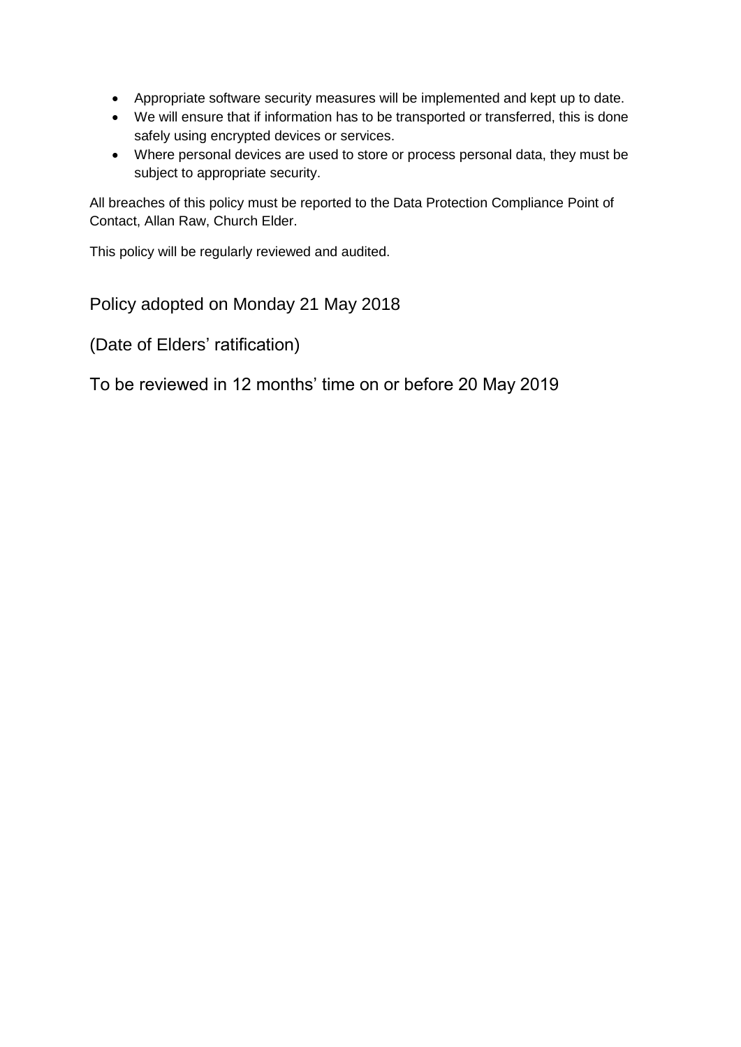- Appropriate software security measures will be implemented and kept up to date.
- We will ensure that if information has to be transported or transferred, this is done safely using encrypted devices or services.
- Where personal devices are used to store or process personal data, they must be subject to appropriate security.

All breaches of this policy must be reported to the Data Protection Compliance Point of Contact, Allan Raw, Church Elder.

This policy will be regularly reviewed and audited.

Policy adopted on Monday 21 May 2018

(Date of Elders' ratification)

To be reviewed in 12 months' time on or before 20 May 2019